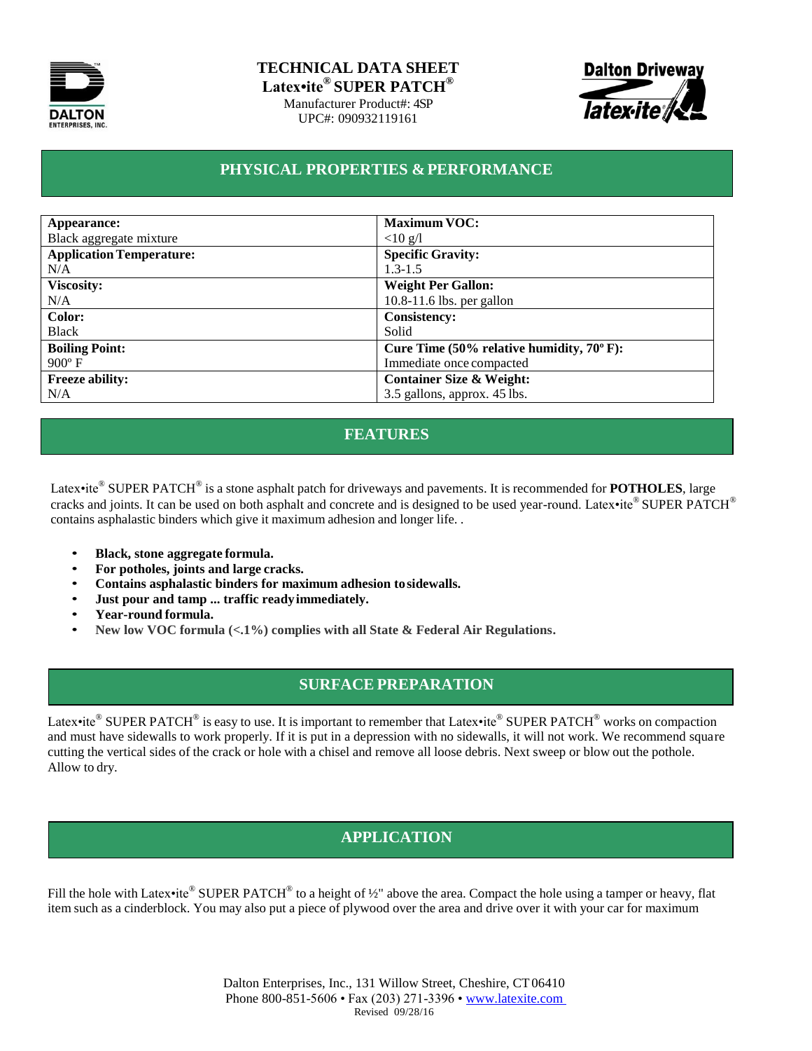# TECHNICAL DATA SHEET

## Latex•ite® SUPER PATCH®

Manufacturer Product#: 4SP
UPC#: 090932119161

## PHYSICAL PROPERTIES & PERFORMANCE

| Appearance: | Maximum VOC: |
|---|---|
| Black aggregate mixture | <10 g/l |
| **Application Temperature:** | **Specific Gravity:** |
| N/A | 1.3-1.5 |
| **Viscosity:** | **Weight Per Gallon:** |
| N/A | 10.8-11.6 lbs. per gallon |
| **Color:** | **Consistency:** |
| Black | Solid |
| **Boiling Point:** | **Cure Time (50% relative humidity, 70º F):** |
| 900º F | Immediate once compacted |
| **Freeze ability:** | **Container Size & Weight:** |
| N/A | 3.5 gallons, approx. 45 lbs. |

## FEATURES

Latex•ite® SUPER PATCH® is a stone asphalt patch for driveways and pavements. It is recommended for **POTHOLES**, large cracks and joints. It can be used on both asphalt and concrete and is designed to be used year-round. Latex•ite® SUPER PATCH® contains asphalastic binders which give it maximum adhesion and longer life. .

- **Black, stone aggregate formula.**
- **For potholes, joints and large cracks.**
- **Contains asphalastic binders for maximum adhesion to sidewalls.**
- **Just pour and tamp ... traffic ready immediately.**
- **Year-round formula.**
- **New low VOC formula (<.1%) complies with all State & Federal Air Regulations.**

## SURFACE PREPARATION

Latex•ite® SUPER PATCH® is easy to use. It is important to remember that Latex•ite® SUPER PATCH® works on compaction and must have sidewalls to work properly. If it is put in a depression with no sidewalls, it will not work. We recommend square cutting the vertical sides of the crack or hole with a chisel and remove all loose debris. Next sweep or blow out the pothole. Allow to dry.

## APPLICATION

Fill the hole with Latex•ite® SUPER PATCH® to a height of ½" above the area. Compact the hole using a tamper or heavy, flat item such as a cinderblock. You may also put a piece of plywood over the area and drive over it with your car for maximum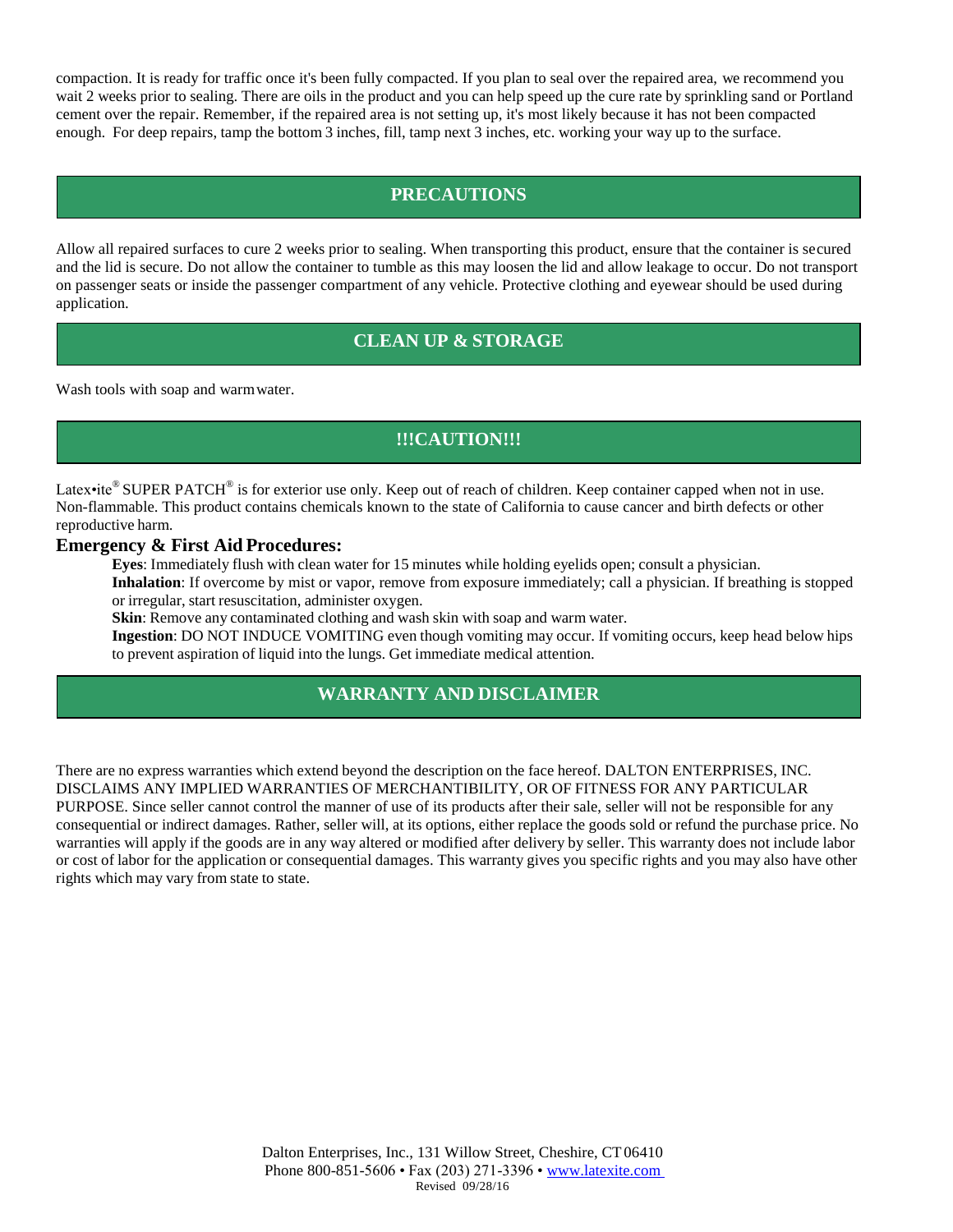compaction. It is ready for traffic once it's been fully compacted. If you plan to seal over the repaired area, we recommend you wait 2 weeks prior to sealing. There are oils in the product and you can help speed up the cure rate by sprinkling sand or Portland cement over the repair. Remember, if the repaired area is not setting up, it's most likely because it has not been compacted enough. For deep repairs, tamp the bottom 3 inches, fill, tamp next 3 inches, etc. working your way up to the surface.

## PRECAUTIONS

Allow all repaired surfaces to cure 2 weeks prior to sealing. When transporting this product, ensure that the container is secured and the lid is secure. Do not allow the container to tumble as this may loosen the lid and allow leakage to occur. Do not transport on passenger seats or inside the passenger compartment of any vehicle. Protective clothing and eyewear should be used during application.

## CLEAN UP & STORAGE

Wash tools with soap and warm water.

## !!!CAUTION!!!

Latex•ite® SUPER PATCH® is for exterior use only. Keep out of reach of children. Keep container capped when not in use. Non-flammable. This product contains chemicals known to the state of California to cause cancer and birth defects or other reproductive harm.

### Emergency & First Aid Procedures:

**Eyes**: Immediately flush with clean water for 15 minutes while holding eyelids open; consult a physician.

**Inhalation**: If overcome by mist or vapor, remove from exposure immediately; call a physician. If breathing is stopped or irregular, start resuscitation, administer oxygen.

**Skin**: Remove any contaminated clothing and wash skin with soap and warm water.

**Ingestion**: DO NOT INDUCE VOMITING even though vomiting may occur. If vomiting occurs, keep head below hips to prevent aspiration of liquid into the lungs. Get immediate medical attention.

## WARRANTY AND DISCLAIMER

There are no express warranties which extend beyond the description on the face hereof. DALTON ENTERPRISES, INC. DISCLAIMS ANY IMPLIED WARRANTIES OF MERCHANTIBILITY, OR OF FITNESS FOR ANY PARTICULAR PURPOSE. Since seller cannot control the manner of use of its products after their sale, seller will not be responsible for any consequential or indirect damages. Rather, seller will, at its options, either replace the goods sold or refund the purchase price. No warranties will apply if the goods are in any way altered or modified after delivery by seller. This warranty does not include labor or cost of labor for the application or consequential damages. This warranty gives you specific rights and you may also have other rights which may vary from state to state.

Dalton Enterprises, Inc., 131 Willow Street, Cheshire, CT 06410
Phone 800-851-5606 • Fax (203) 271-3396 • www.latexite.com
Revised 09/28/16